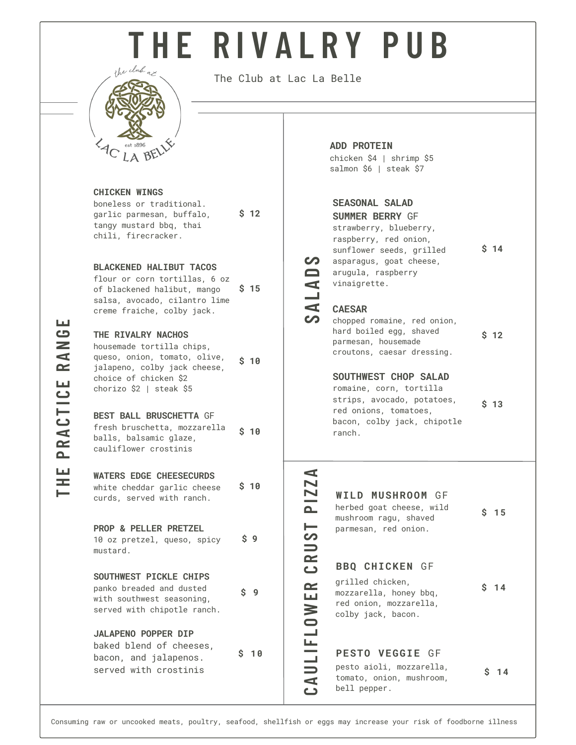# THE RIVALRY PUB

The Club at Lac La Belle

## THE PRACTICE RANGE

**CHICKEN WINGS** — $ 12
boneless or traditional. garlic parmesan, buffalo, tangy mustard bbq, thai chili, firecracker.

**BLACKENED HALIBUT TACOS** — $ 15
flour or corn tortillas, 6 oz of blackened halibut, mango salsa, avocado, cilantro lime creme fraiche, colby jack.

**THE RIVALRY NACHOS** — $ 10
housemade tortilla chips, queso, onion, tomato, olive, jalapeno, colby jack cheese, choice of chicken $2 chorizo $2 | steak $5

**BEST BALL BRUSCHETTA** GF — $ 10
fresh bruschetta, mozzarella balls, balsamic glaze, cauliflower crostinis

**WATERS EDGE CHEESECURDS** — $ 10
white cheddar garlic cheese curds, served with ranch.

**PROP & PELLER PRETZEL** — $ 9
10 oz pretzel, queso, spicy mustard.

**SOUTHWEST PICKLE CHIPS** — $ 9
panko breaded and dusted with southwest seasoning, served with chipotle ranch.

**JALAPENO POPPER DIP** — $ 10
baked blend of cheeses, bacon, and jalapenos. served with crostinis

## SALADS

**ADD PROTEIN**
chicken $4 | shrimp $5
salmon $6 | steak $7

**SEASONAL SALAD**
**SUMMER BERRY** GF — $ 14
strawberry, blueberry, raspberry, red onion, sunflower seeds, grilled asparagus, goat cheese, arugula, raspberry vinaigrette.

**CAESAR** — $ 12
chopped romaine, red onion, hard boiled egg, shaved parmesan, housemade croutons, caesar dressing.

**SOUTHWEST CHOP SALAD** — $ 13
romaine, corn, tortilla strips, avocado, potatoes, red onions, tomatoes, bacon, colby jack, chipotle ranch.

## CAULIFLOWER CRUST PIZZA

**WILD MUSHROOM** GF — $ 15
herbed goat cheese, wild mushroom ragu, shaved parmesan, red onion.

**BBQ CHICKEN** GF — $ 14
grilled chicken, mozzarella, honey bbq, red onion, mozzarella, colby jack, bacon.

**PESTO VEGGIE** GF — $ 14
pesto aioli, mozzarella, tomato, onion, mushroom, bell pepper.

Consuming raw or uncooked meats, poultry, seafood, shellfish or eggs may increase your risk of foodborne illness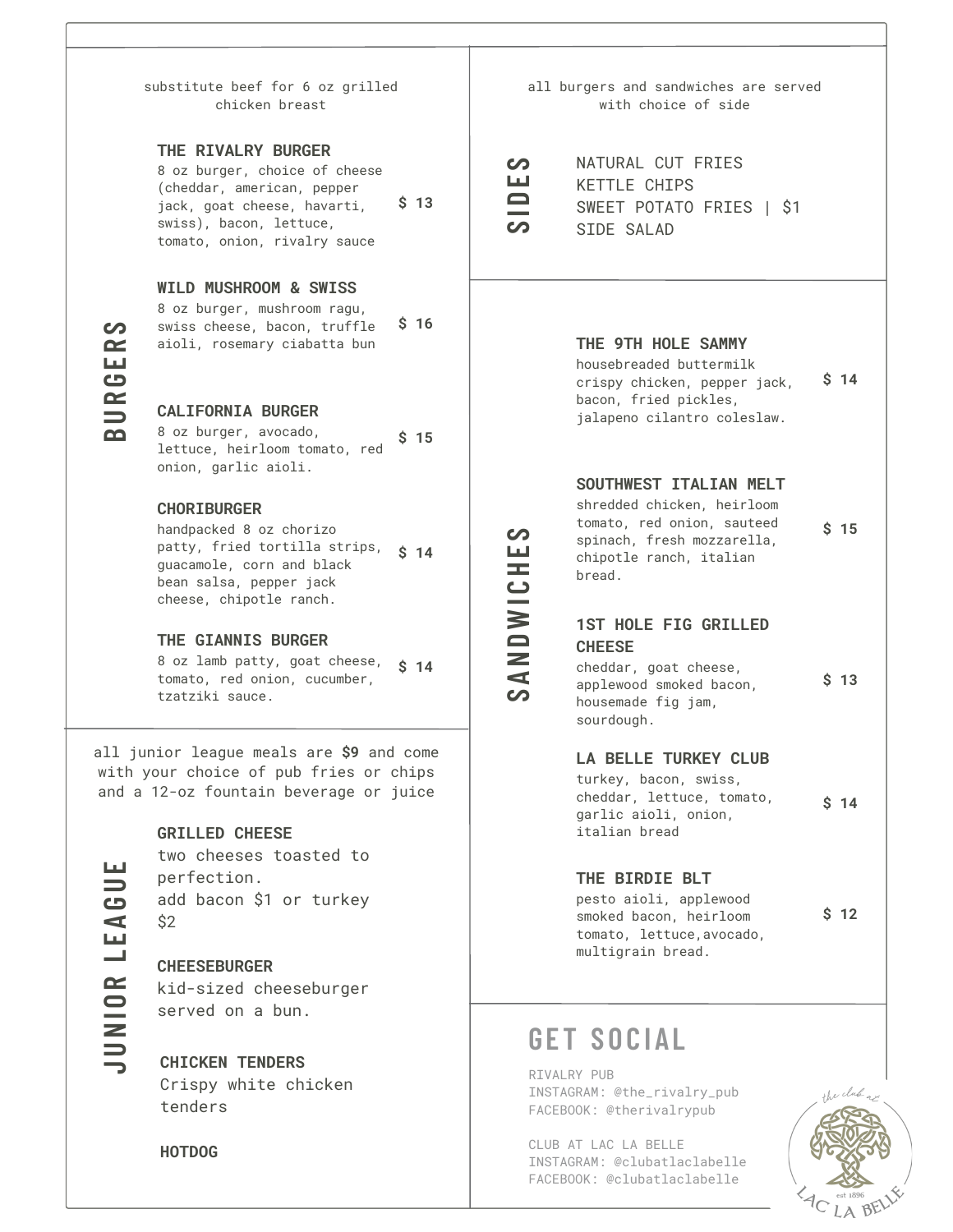## BURGERS

substitute beef for 6 oz grilled chicken breast

**THE RIVALRY BURGER** — $ 13
8 oz burger, choice of cheese (cheddar, american, pepper jack, goat cheese, havarti, swiss), bacon, lettuce, tomato, onion, rivalry sauce

**WILD MUSHROOM & SWISS** — $ 16
8 oz burger, mushroom ragu, swiss cheese, bacon, truffle aioli, rosemary ciabatta bun

**CALIFORNIA BURGER** — $ 15
8 oz burger, avocado, lettuce, heirloom tomato, red onion, garlic aioli.

**CHORIBURGER** — $ 14
handpacked 8 oz chorizo patty, fried tortilla strips, guacamole, corn and black bean salsa, pepper jack cheese, chipotle ranch.

**THE GIANNIS BURGER** — $ 14
8 oz lamb patty, goat cheese, tomato, red onion, cucumber, tzatziki sauce.

## JUNIOR LEAGUE

all junior league meals are **$9** and come with your choice of pub fries or chips and a 12-oz fountain beverage or juice

**GRILLED CHEESE**
two cheeses toasted to perfection.
add bacon $1 or turkey $2

**CHEESEBURGER**
kid-sized cheeseburger served on a bun.

**CHICKEN TENDERS**
Crispy white chicken tenders

**HOTDOG**

## SIDES

all burgers and sandwiches are served with choice of side

- NATURAL CUT FRIES
- KETTLE CHIPS
- SWEET POTATO FRIES | $1
- SIDE SALAD

## SANDWICHES

**THE 9TH HOLE SAMMY** — $ 14
housebreaded buttermilk crispy chicken, pepper jack, bacon, fried pickles, jalapeno cilantro coleslaw.

**SOUTHWEST ITALIAN MELT** — $ 15
shredded chicken, heirloom tomato, red onion, sauteed spinach, fresh mozzarella, chipotle ranch, italian bread.

**1ST HOLE FIG GRILLED CHEESE** — $ 13
cheddar, goat cheese, applewood smoked bacon, housemade fig jam, sourdough.

**LA BELLE TURKEY CLUB** — $ 14
turkey, bacon, swiss, cheddar, lettuce, tomato, garlic aioli, onion, italian bread

**THE BIRDIE BLT** — $ 12
pesto aioli, applewood smoked bacon, heirloom tomato, lettuce,avocado, multigrain bread.

## GET SOCIAL

RIVALRY PUB
INSTAGRAM: @the_rivalry_pub
FACEBOOK: @therivalrypub

CLUB AT LAC LA BELLE
INSTAGRAM: @clubatlaclabelle
FACEBOOK: @clubatlaclabelle

the club at LAC LA BELLE est 1896